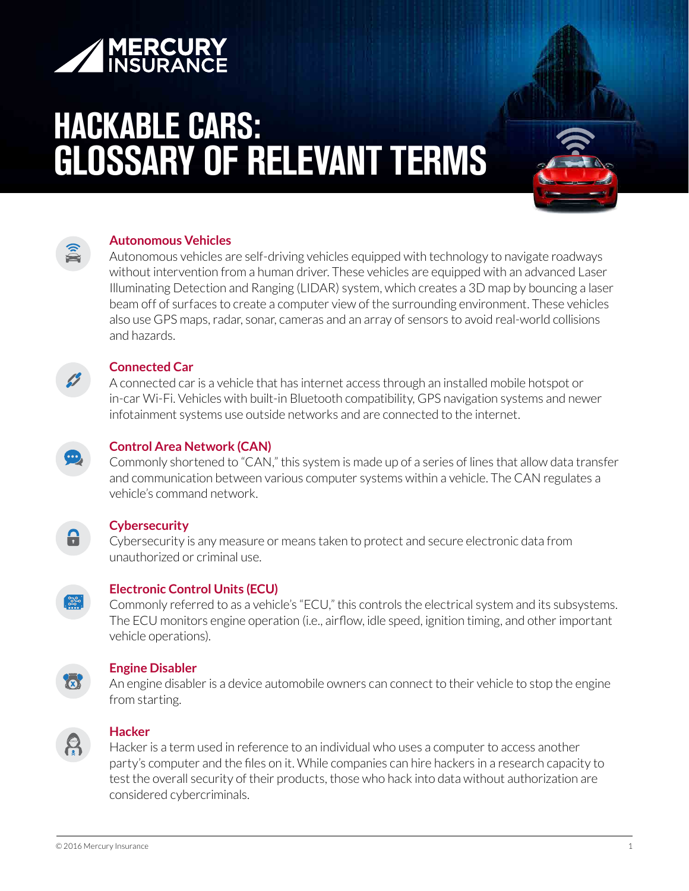MERCURY INSURANCE

# HACKABLE CARS: GLOSSARY OF RELEVANT TERMS

### Autonomous Vehicles

Autonomous vehicles are self-driving vehicles equipped with technology to navigate roadways without intervention from a human driver. These vehicles are equipped with an advanced Laser Illuminating Detection and Ranging (LIDAR) system, which creates a 3D map by bouncing a laser beam off of surfaces to create a computer view of the surrounding environment. These vehicles also use GPS maps, radar, sonar, cameras and an array of sensors to avoid real-world collisions and hazards.

### Connected Car

A connected car is a vehicle that has internet access through an installed mobile hotspot or in-car Wi-Fi. Vehicles with built-in Bluetooth compatibility, GPS navigation systems and newer infotainment systems use outside networks and are connected to the internet.

### Control Area Network (CAN)

Commonly shortened to "CAN," this system is made up of a series of lines that allow data transfer and communication between various computer systems within a vehicle. The CAN regulates a vehicle's command network.

### Cybersecurity

Cybersecurity is any measure or means taken to protect and secure electronic data from unauthorized or criminal use.

### Electronic Control Units (ECU)

Commonly referred to as a vehicle's "ECU," this controls the electrical system and its subsystems. The ECU monitors engine operation (i.e., airflow, idle speed, ignition timing, and other important vehicle operations).

### Engine Disabler

An engine disabler is a device automobile owners can connect to their vehicle to stop the engine from starting.

### Hacker

Hacker is a term used in reference to an individual who uses a computer to access another party's computer and the files on it. While companies can hire hackers in a research capacity to test the overall security of their products, those who hack into data without authorization are considered cybercriminals.

© 2016 Mercury Insurance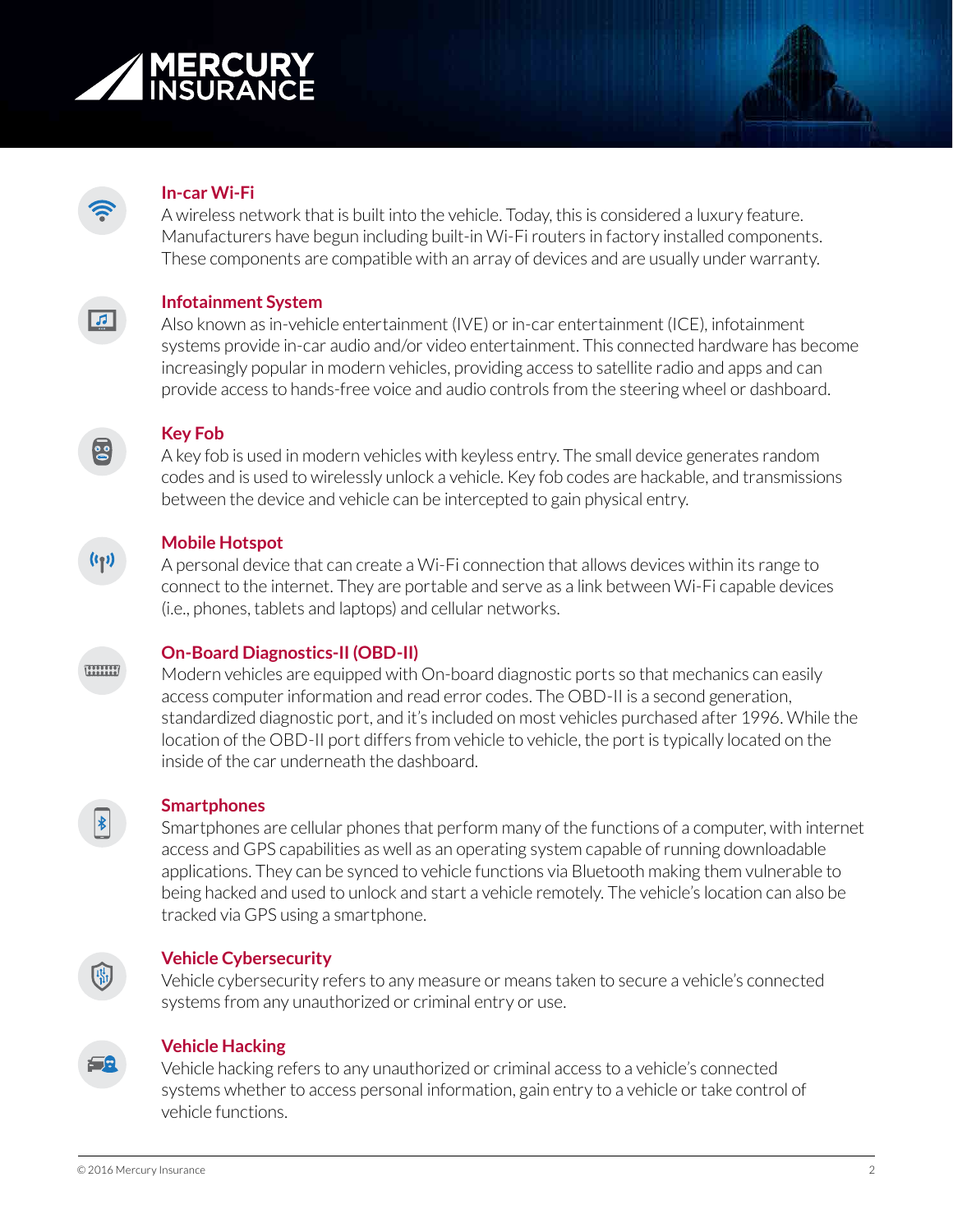MERCURY INSURANCE

### In-car Wi-Fi

A wireless network that is built into the vehicle. Today, this is considered a luxury feature. Manufacturers have begun including built-in Wi-Fi routers in factory installed components. These components are compatible with an array of devices and are usually under warranty.

### Infotainment System

Also known as in-vehicle entertainment (IVE) or in-car entertainment (ICE), infotainment systems provide in-car audio and/or video entertainment. This connected hardware has become increasingly popular in modern vehicles, providing access to satellite radio and apps and can provide access to hands-free voice and audio controls from the steering wheel or dashboard.

### Key Fob

A key fob is used in modern vehicles with keyless entry. The small device generates random codes and is used to wirelessly unlock a vehicle. Key fob codes are hackable, and transmissions between the device and vehicle can be intercepted to gain physical entry.

### Mobile Hotspot

A personal device that can create a Wi-Fi connection that allows devices within its range to connect to the internet. They are portable and serve as a link between Wi-Fi capable devices (i.e., phones, tablets and laptops) and cellular networks.

### On-Board Diagnostics-II (OBD-II)

Modern vehicles are equipped with On-board diagnostic ports so that mechanics can easily access computer information and read error codes. The OBD-II is a second generation, standardized diagnostic port, and it's included on most vehicles purchased after 1996. While the location of the OBD-II port differs from vehicle to vehicle, the port is typically located on the inside of the car underneath the dashboard.

### Smartphones

Smartphones are cellular phones that perform many of the functions of a computer, with internet access and GPS capabilities as well as an operating system capable of running downloadable applications. They can be synced to vehicle functions via Bluetooth making them vulnerable to being hacked and used to unlock and start a vehicle remotely. The vehicle's location can also be tracked via GPS using a smartphone.

### Vehicle Cybersecurity

Vehicle cybersecurity refers to any measure or means taken to secure a vehicle's connected systems from any unauthorized or criminal entry or use.

### Vehicle Hacking

Vehicle hacking refers to any unauthorized or criminal access to a vehicle's connected systems whether to access personal information, gain entry to a vehicle or take control of vehicle functions.

© 2016 Mercury Insurance